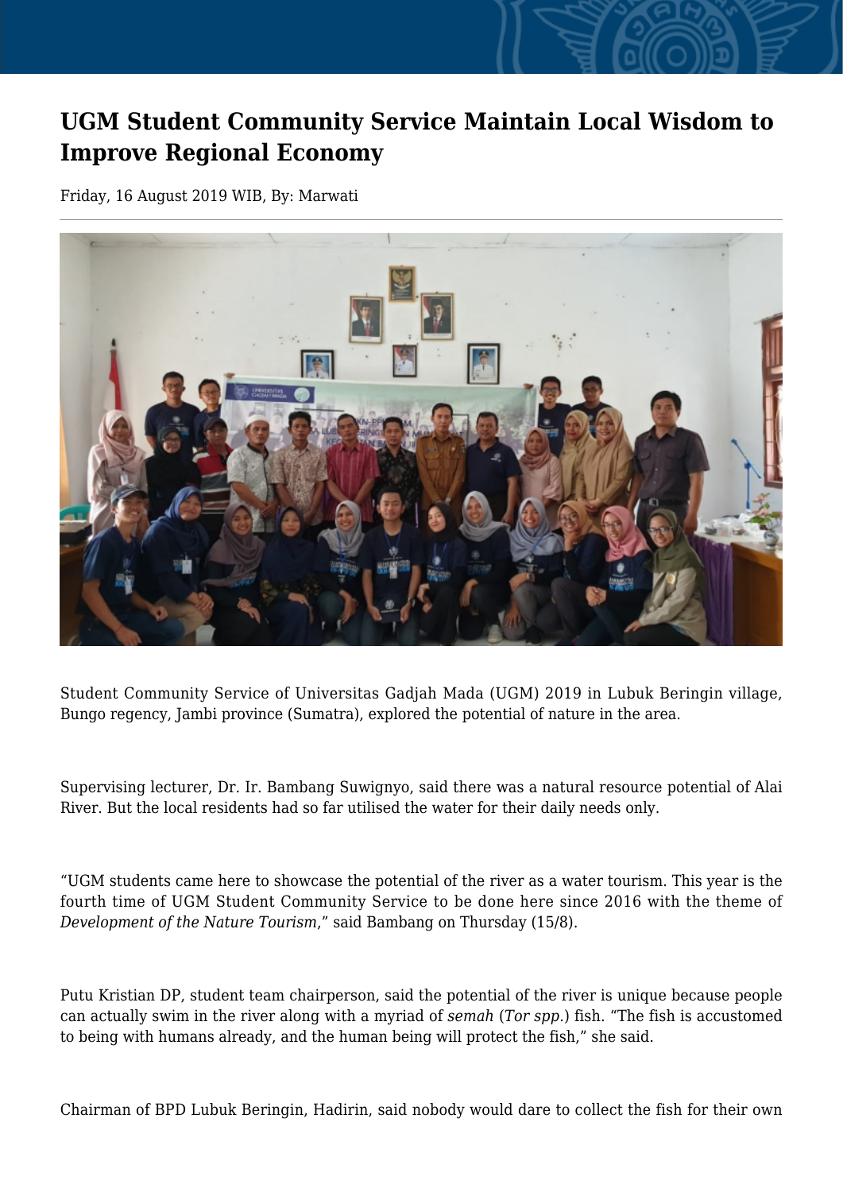# UGM Student Community Service Maintain Local Wisdom to Improve Regional Economy

Friday, 16 August 2019 WIB, By: Marwati

Student Community Service of Universitas Gadjah Mada (UGM) 2019 in Lubuk Beringin village, Bungo regency, Jambi province (Sumatra), explored the potential of nature in the area.

Supervising lecturer, Dr. Ir. Bambang Suwignyo, said there was a natural resource potential of Alai River. But the local residents had so far utilised the water for their daily needs only.

"UGM students came here to showcase the potential of the river as a water tourism. This year is the fourth time of UGM Student Community Service to be done here since 2016 with the theme of *Development of the Nature Tourism*," said Bambang on Thursday (15/8).

Putu Kristian DP, student team chairperson, said the potential of the river is unique because people can actually swim in the river along with a myriad of *semah* (*Tor spp.*) fish. "The fish is accustomed to being with humans already, and the human being will protect the fish," she said.

Chairman of BPD Lubuk Beringin, Hadirin, said nobody would dare to collect the fish for their own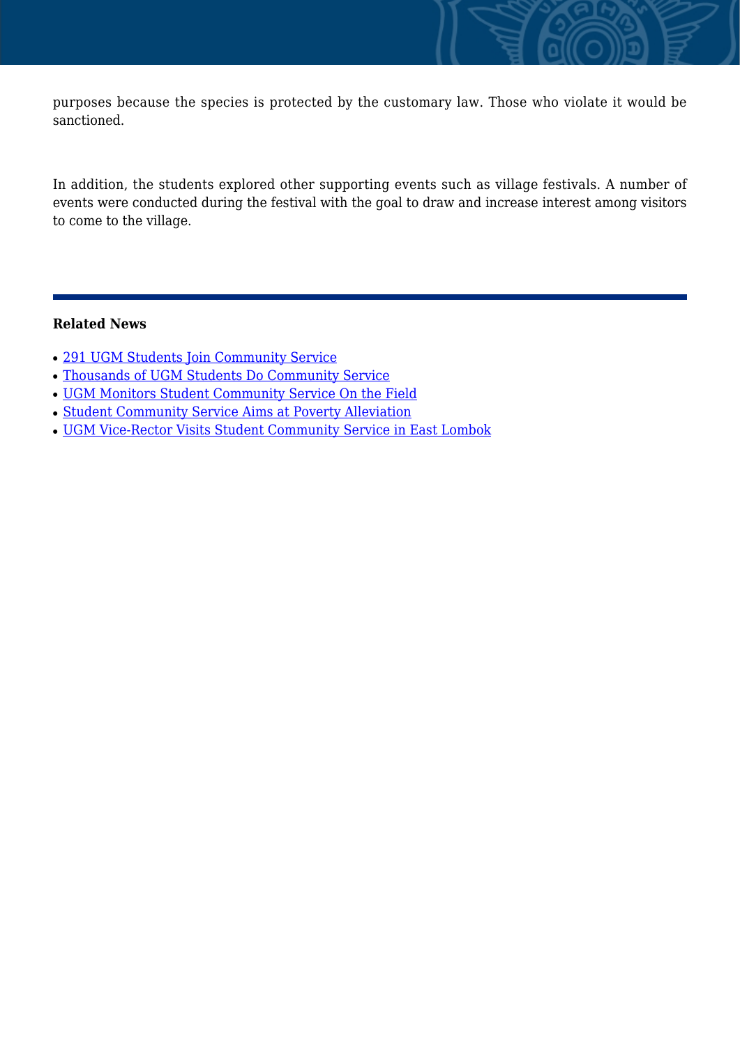purposes because the species is protected by the customary law. Those who violate it would be sanctioned.

In addition, the students explored other supporting events such as village festivals. A number of events were conducted during the festival with the goal to draw and increase interest among visitors to come to the village.

---

**Related News**

- 291 UGM Students Join Community Service
- Thousands of UGM Students Do Community Service
- UGM Monitors Student Community Service On the Field
- Student Community Service Aims at Poverty Alleviation
- UGM Vice-Rector Visits Student Community Service in East Lombok